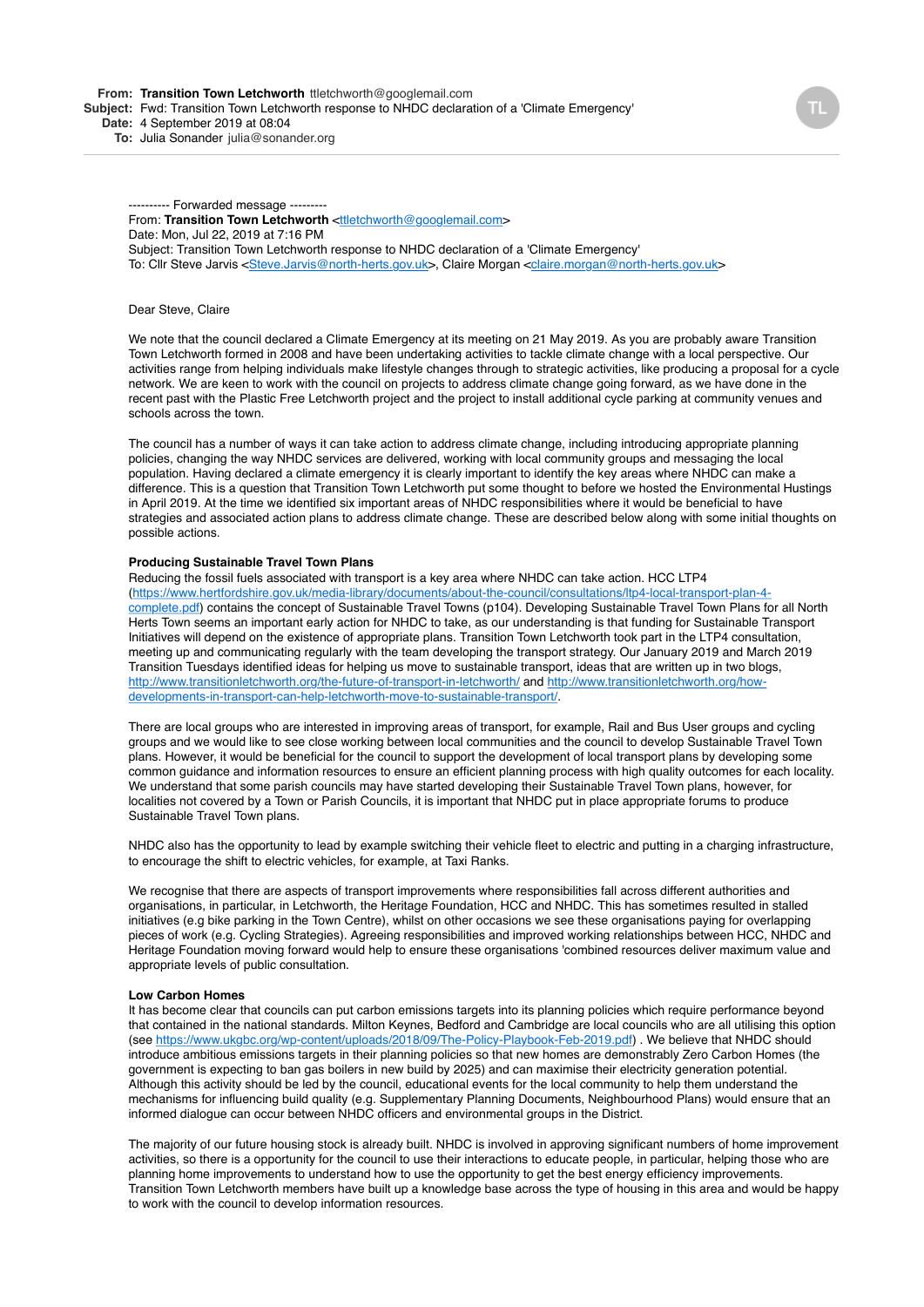**From:** **Transition Town Letchworth** ttletchworth@googlemail.com
**Subject:** Fwd: Transition Town Letchworth response to NHDC declaration of a 'Climate Emergency'
**Date:** 4 September 2019 at 08:04
**To:** Julia Sonander julia@sonander.org

---------- Forwarded message ---------
From: **Transition Town Letchworth** <ttletchworth@googlemail.com>
Date: Mon, Jul 22, 2019 at 7:16 PM
Subject: Transition Town Letchworth response to NHDC declaration of a 'Climate Emergency'
To: Cllr Steve Jarvis <Steve.Jarvis@north-herts.gov.uk>, Claire Morgan <claire.morgan@north-herts.gov.uk>

Dear Steve, Claire

We note that the council declared a Climate Emergency at its meeting on 21 May 2019. As you are probably aware Transition Town Letchworth formed in 2008 and have been undertaking activities to tackle climate change with a local perspective. Our activities range from helping individuals make lifestyle changes through to strategic activities, like producing a proposal for a cycle network. We are keen to work with the council on projects to address climate change going forward, as we have done in the recent past with the Plastic Free Letchworth project and the project to install additional cycle parking at community venues and schools across the town.

The council has a number of ways it can take action to address climate change, including introducing appropriate planning policies, changing the way NHDC services are delivered, working with local community groups and messaging the local population. Having declared a climate emergency it is clearly important to identify the key areas where NHDC can make a difference. This is a question that Transition Town Letchworth put some thought to before we hosted the Environmental Hustings in April 2019. At the time we identified six important areas of NHDC responsibilities where it would be beneficial to have strategies and associated action plans to address climate change. These are described below along with some initial thoughts on possible actions.

**Producing Sustainable Travel Town Plans**
Reducing the fossil fuels associated with transport is a key area where NHDC can take action. HCC LTP4 (https://www.hertfordshire.gov.uk/media-library/documents/about-the-council/consultations/ltp4-local-transport-plan-4-complete.pdf) contains the concept of Sustainable Travel Towns (p104). Developing Sustainable Travel Town Plans for all North Herts Town seems an important early action for NHDC to take, as our understanding is that funding for Sustainable Transport Initiatives will depend on the existence of appropriate plans. Transition Town Letchworth took part in the LTP4 consultation, meeting up and communicating regularly with the team developing the transport strategy. Our January 2019 and March 2019 Transition Tuesdays identified ideas for helping us move to sustainable transport, ideas that are written up in two blogs, http://www.transitionletchworth.org/the-future-of-transport-in-letchworth/ and http://www.transitionletchworth.org/how-developments-in-transport-can-help-letchworth-move-to-sustainable-transport/.

There are local groups who are interested in improving areas of transport, for example, Rail and Bus User groups and cycling groups and we would like to see close working between local communities and the council to develop Sustainable Travel Town plans. However, it would be beneficial for the council to support the development of local transport plans by developing some common guidance and information resources to ensure an efficient planning process with high quality outcomes for each locality. We understand that some parish councils may have started developing their Sustainable Travel Town plans, however, for localities not covered by a Town or Parish Councils, it is important that NHDC put in place appropriate forums to produce Sustainable Travel Town plans.

NHDC also has the opportunity to lead by example switching their vehicle fleet to electric and putting in a charging infrastructure, to encourage the shift to electric vehicles, for example, at Taxi Ranks.

We recognise that there are aspects of transport improvements where responsibilities fall across different authorities and organisations, in particular, in Letchworth, the Heritage Foundation, HCC and NHDC. This has sometimes resulted in stalled initiatives (e.g bike parking in the Town Centre), whilst on other occasions we see these organisations paying for overlapping pieces of work (e.g. Cycling Strategies). Agreeing responsibilities and improved working relationships between HCC, NHDC and Heritage Foundation moving forward would help to ensure these organisations 'combined resources deliver maximum value and appropriate levels of public consultation.

**Low Carbon Homes**
It has become clear that councils can put carbon emissions targets into its planning policies which require performance beyond that contained in the national standards. Milton Keynes, Bedford and Cambridge are local councils who are all utilising this option (see https://www.ukgbc.org/wp-content/uploads/2018/09/The-Policy-Playbook-Feb-2019.pdf) . We believe that NHDC should introduce ambitious emissions targets in their planning policies so that new homes are demonstrably Zero Carbon Homes (the government is expecting to ban gas boilers in new build by 2025) and can maximise their electricity generation potential. Although this activity should be led by the council, educational events for the local community to help them understand the mechanisms for influencing build quality (e.g. Supplementary Planning Documents, Neighbourhood Plans) would ensure that an informed dialogue can occur between NHDC officers and environmental groups in the District.

The majority of our future housing stock is already built. NHDC is involved in approving significant numbers of home improvement activities, so there is a opportunity for the council to use their interactions to educate people, in particular, helping those who are planning home improvements to understand how to use the opportunity to get the best energy efficiency improvements. Transition Town Letchworth members have built up a knowledge base across the type of housing in this area and would be happy to work with the council to develop information resources.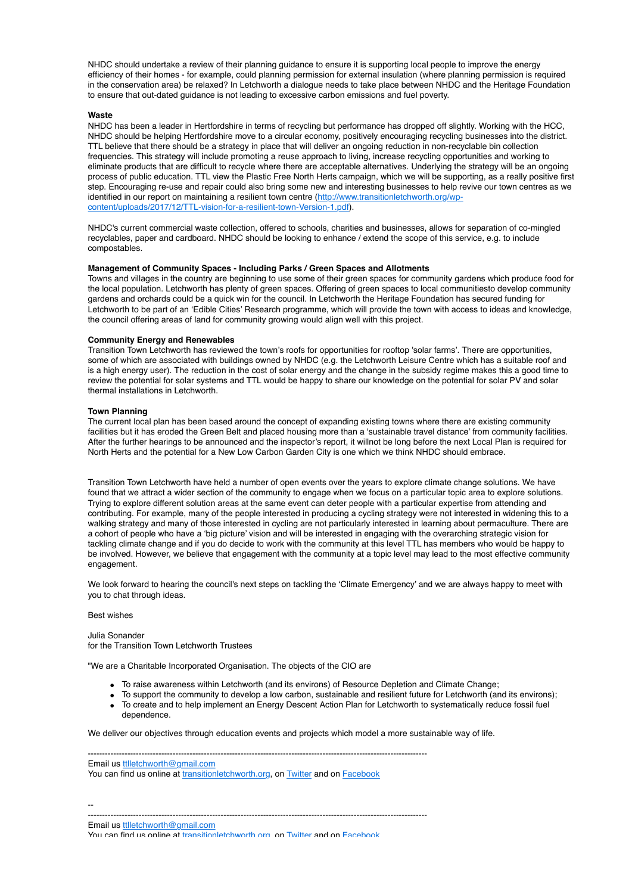NHDC should undertake a review of their planning guidance to ensure it is supporting local people to improve the energy efficiency of their homes - for example, could planning permission for external insulation (where planning permission is required in the conservation area) be relaxed? In Letchworth a dialogue needs to take place between NHDC and the Heritage Foundation to ensure that out-dated guidance is not leading to excessive carbon emissions and fuel poverty.

**Waste**

NHDC has been a leader in Hertfordshire in terms of recycling but performance has dropped off slightly. Working with the HCC, NHDC should be helping Hertfordshire move to a circular economy, positively encouraging recycling businesses into the district. TTL believe that there should be a strategy in place that will deliver an ongoing reduction in non-recyclable bin collection frequencies. This strategy will include promoting a reuse approach to living, increase recycling opportunities and working to eliminate products that are difficult to recycle where there are acceptable alternatives. Underlying the strategy will be an ongoing process of public education. TTL view the Plastic Free North Herts campaign, which we will be supporting, as a really positive first step. Encouraging re-use and repair could also bring some new and interesting businesses to help revive our town centres as we identified in our report on maintaining a resilient town centre ([http://www.transitionletchworth.org/wp-content/uploads/2017/12/TTL-vision-for-a-resilient-town-Version-1.pdf](http://www.transitionletchworth.org/wp-content/uploads/2017/12/TTL-vision-for-a-resilient-town-Version-1.pdf)).

NHDC's current commercial waste collection, offered to schools, charities and businesses, allows for separation of co-mingled recyclables, paper and cardboard. NHDC should be looking to enhance / extend the scope of this service, e.g. to include compostables.

**Management of Community Spaces - Including Parks / Green Spaces and Allotments**

Towns and villages in the country are beginning to use some of their green spaces for community gardens which produce food for the local population. Letchworth has plenty of green spaces. Offering of green spaces to local communitiesto develop community gardens and orchards could be a quick win for the council. In Letchworth the Heritage Foundation has secured funding for Letchworth to be part of an 'Edible Cities' Research programme, which will provide the town with access to ideas and knowledge, the council offering areas of land for community growing would align well with this project.

**Community Energy and Renewables**

Transition Town Letchworth has reviewed the town's roofs for opportunities for rooftop 'solar farms'. There are opportunities, some of which are associated with buildings owned by NHDC (e.g. the Letchworth Leisure Centre which has a suitable roof and is a high energy user). The reduction in the cost of solar energy and the change in the subsidy regime makes this a good time to review the potential for solar systems and TTL would be happy to share our knowledge on the potential for solar PV and solar thermal installations in Letchworth.

**Town Planning**

The current local plan has been based around the concept of expanding existing towns where there are existing community facilities but it has eroded the Green Belt and placed housing more than a 'sustainable travel distance' from community facilities. After the further hearings to be announced and the inspector's report, it willnot be long before the next Local Plan is required for North Herts and the potential for a New Low Carbon Garden City is one which we think NHDC should embrace.

Transition Town Letchworth have held a number of open events over the years to explore climate change solutions. We have found that we attract a wider section of the community to engage when we focus on a particular topic area to explore solutions. Trying to explore different solution areas at the same event can deter people with a particular expertise from attending and contributing. For example, many of the people interested in producing a cycling strategy were not interested in widening this to a walking strategy and many of those interested in cycling are not particularly interested in learning about permaculture. There are a cohort of people who have a 'big picture' vision and will be interested in engaging with the overarching strategic vision for tackling climate change and if you do decide to work with the community at this level TTL has members who would be happy to be involved. However, we believe that engagement with the community at a topic level may lead to the most effective community engagement.

We look forward to hearing the council's next steps on tackling the 'Climate Emergency' and we are always happy to meet with you to chat through ideas.

Best wishes

Julia Sonander
for the Transition Town Letchworth Trustees

"We are a Charitable Incorporated Organisation. The objects of the CIO are

- To raise awareness within Letchworth (and its environs) of Resource Depletion and Climate Change;
- To support the community to develop a low carbon, sustainable and resilient future for Letchworth (and its environs);
- To create and to help implement an Energy Descent Action Plan for Letchworth to systematically reduce fossil fuel dependence.

We deliver our objectives through education events and projects which model a more sustainable way of life.

---

Email us [ttlletchworth@gmail.com](mailto:ttlletchworth@gmail.com)
You can find us online at [transitionletchworth.org](http://transitionletchworth.org), on Twitter and on Facebook

--

---

Email us [ttlletchworth@gmail.com](mailto:ttlletchworth@gmail.com)
You can find us online at [transitionletchworth.org](http://transitionletchworth.org), on Twitter and on Facebook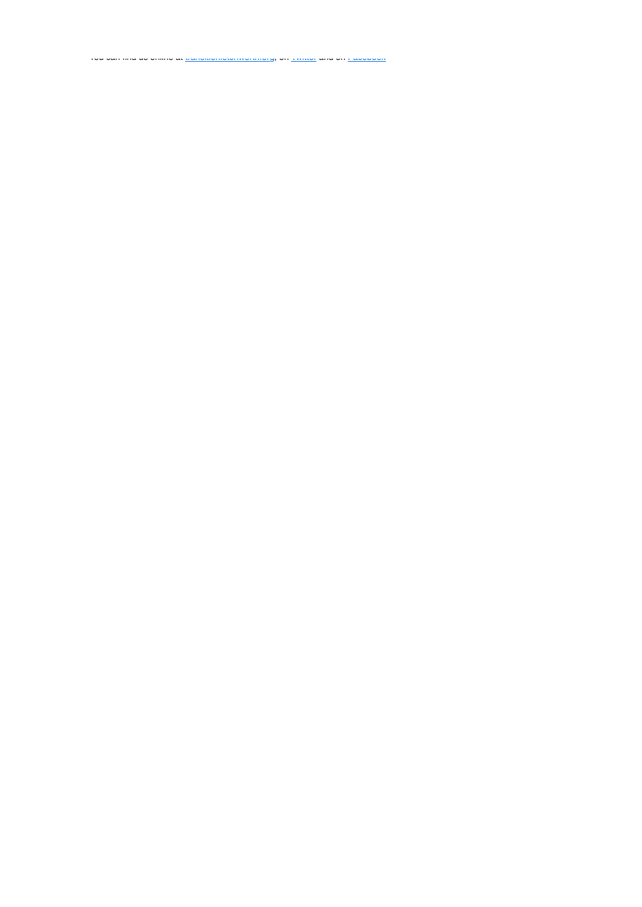You can find us online at transitionletchworth.org, on Twitter and on Facebook